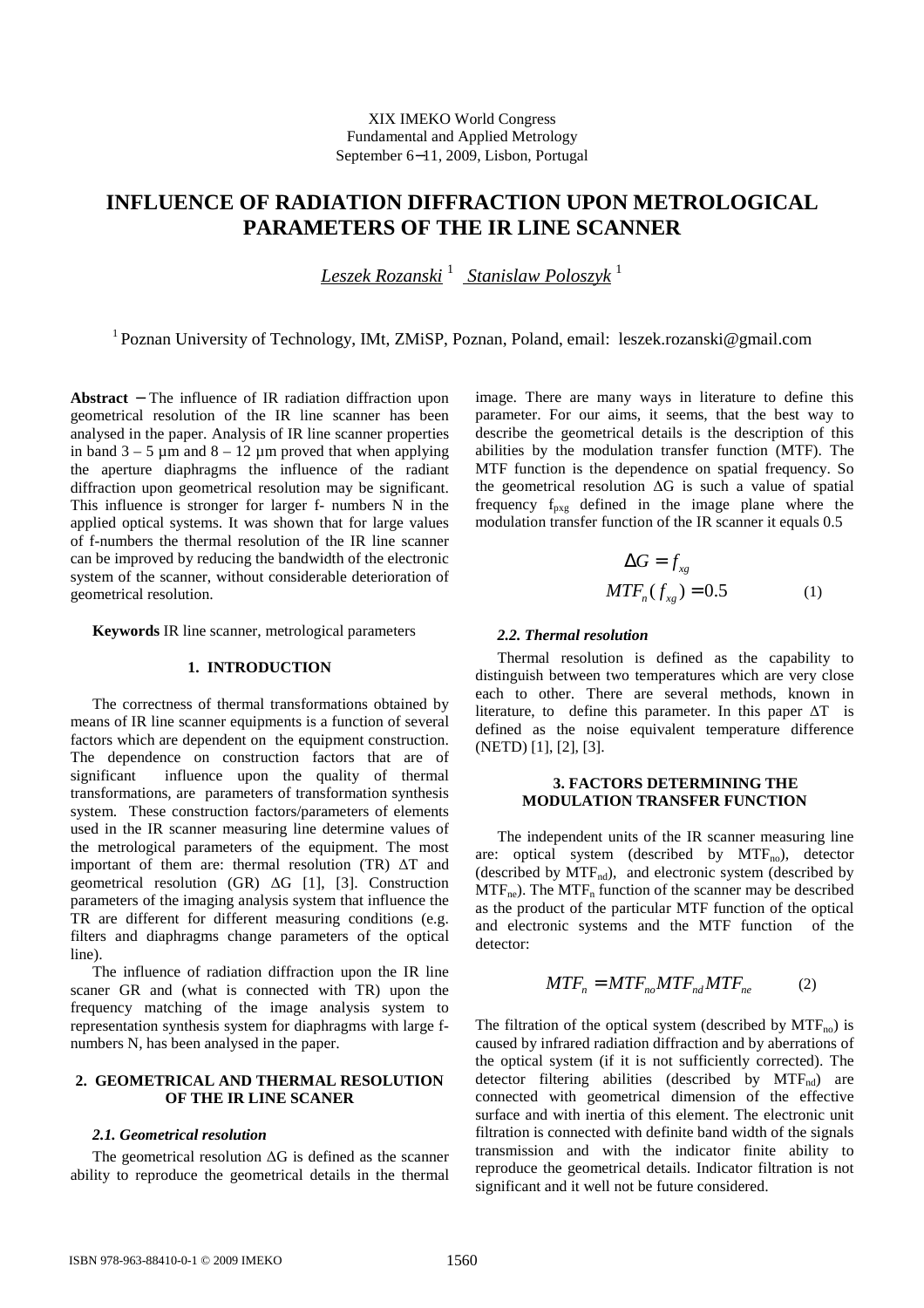XIX IMEKO World Congress
Fundamental and Applied Metrology
September 6−11, 2009, Lisbon, Portugal

# INFLUENCE OF RADIATION DIFFRACTION UPON METROLOGICAL PARAMETERS OF THE IR LINE SCANNER

*Leszek Rozanski* [1] *Stanislaw Poloszyk* [1]

[1] Poznan University of Technology, IMt, ZMiSP, Poznan, Poland, email: leszek.rozanski@gmail.com

**Abstract** − The influence of IR radiation diffraction upon geometrical resolution of the IR line scanner has been analysed in the paper. Analysis of IR line scanner properties in band 3 – 5 µm and 8 – 12 µm proved that when applying the aperture diaphragms the influence of the radiant diffraction upon geometrical resolution may be significant. This influence is stronger for larger f- numbers N in the applied optical systems. It was shown that for large values of f-numbers the thermal resolution of the IR line scanner can be improved by reducing the bandwidth of the electronic system of the scanner, without considerable deterioration of geometrical resolution.

**Keywords** IR line scanner, metrological parameters

## 1. INTRODUCTION

The correctness of thermal transformations obtained by means of IR line scanner equipments is a function of several factors which are dependent on the equipment construction. The dependence on construction factors that are of significant influence upon the quality of thermal transformations, are parameters of transformation synthesis system. These construction factors/parameters of elements used in the IR scanner measuring line determine values of the metrological parameters of the equipment. The most important of them are: thermal resolution (TR) $\Delta T$ and geometrical resolution (GR) $\Delta G$ [1], [3]. Construction parameters of the imaging analysis system that influence the TR are different for different measuring conditions (e.g. filters and diaphragms change parameters of the optical line).

The influence of radiation diffraction upon the IR line scaner GR and (what is connected with TR) upon the frequency matching of the image analysis system to representation synthesis system for diaphragms with large f-numbers N, has been analysed in the paper.

## 2. GEOMETRICAL AND THERMAL RESOLUTION OF THE IR LINE SCANER

### *2.1. Geometrical resolution*

The geometrical resolution $\Delta G$ is defined as the scanner ability to reproduce the geometrical details in the thermal image. There are many ways in literature to define this parameter. For our aims, it seems, that the best way to describe the geometrical details is the description of this abilities by the modulation transfer function (MTF). The MTF function is the dependence on spatial frequency. So the geometrical resolution $\Delta G$ is such a value of spatial frequency $f_{pxg}$ defined in the image plane where the modulation transfer function of the IR scanner it equals 0.5

$$\Delta G = f_{xg}$$
$$MTF_n(f_{xg}) = 0.5 \qquad (1)$$

### *2.2. Thermal resolution*

Thermal resolution is defined as the capability to distinguish between two temperatures which are very close each to other. There are several methods, known in literature, to define this parameter. In this paper $\Delta T$ is defined as the noise equivalent temperature difference (NETD) [1], [2], [3].

## 3. FACTORS DETERMINING THE MODULATION TRANSFER FUNCTION

The independent units of the IR scanner measuring line are: optical system (described by $MTF_{no}$), detector (described by $MTF_{nd}$), and electronic system (described by $MTF_{ne}$). The $MTF_n$ function of the scanner may be described as the product of the particular MTF function of the optical and electronic systems and the MTF function of the detector:

$$MTF_n = MTF_{no} MTF_{nd} MTF_{ne} \qquad (2)$$

The filtration of the optical system (described by $MTF_{no}$) is caused by infrared radiation diffraction and by aberrations of the optical system (if it is not sufficiently corrected). The detector filtering abilities (described by $MTF_{nd}$) are connected with geometrical dimension of the effective surface and with inertia of this element. The electronic unit filtration is connected with definite band width of the signals transmission and with the indicator finite ability to reproduce the geometrical details. Indicator filtration is not significant and it well not be future considered.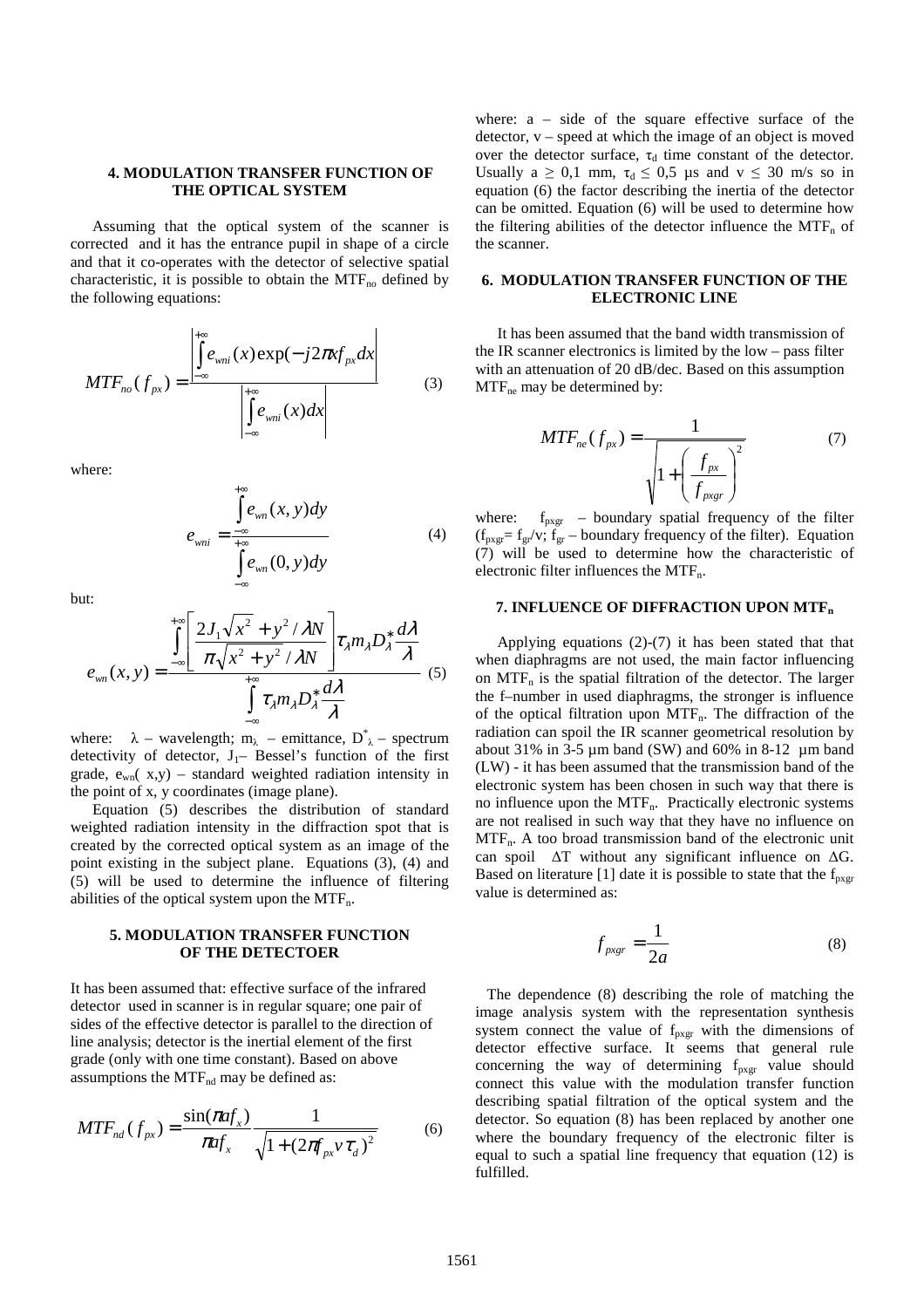## 4. MODULATION TRANSFER FUNCTION OF THE OPTICAL SYSTEM

Assuming that the optical system of the scanner is corrected and it has the entrance pupil in shape of a circle and that it co-operates with the detector of selective spatial characteristic, it is possible to obtain the $MTF_{no}$ defined by the following equations:

$$MTF_{no}(f_{px}) = \frac{\left| \int_{-\infty}^{+\infty} e_{wni}(x) \exp(-j2\pi x f_{px} dx \right|}{\left| \int_{-\infty}^{+\infty} e_{wni}(x) dx \right|} \tag{3}$$

where:

$$e_{wni} = \frac{\int_{-\infty}^{+\infty} e_{wn}(x,y) dy}{\int_{-\infty}^{+\infty} e_{wn}(0,y) dy} \tag{4}$$

but:

$$e_{wn}(x,y) = \frac{\int_{-\infty}^{+\infty} \left[ \frac{2J_1 \sqrt{x^2 + y^2} / \lambda N}{\pi \sqrt{x^2 + y^2} / \lambda N} \right] \tau_\lambda m_\lambda D_\lambda^* \frac{d\lambda}{\lambda}}{\int_{-\infty}^{+\infty} \tau_\lambda m_\lambda D_\lambda^* \frac{d\lambda}{\lambda}} \tag{5}$$

where: $\lambda$ – wavelength; $m_\lambda$ – emittance, $D^*_\lambda$ – spectrum detectivity of detector, $J_1$– Bessel's function of the first grade, $e_{wn}(x,y)$ – standard weighted radiation intensity in the point of x, y coordinates (image plane).

Equation (5) describes the distribution of standard weighted radiation intensity in the diffraction spot that is created by the corrected optical system as an image of the point existing in the subject plane. Equations (3), (4) and (5) will be used to determine the influence of filtering abilities of the optical system upon the $MTF_n$.

## 5. MODULATION TRANSFER FUNCTION OF THE DETECTOER

It has been assumed that: effective surface of the infrared detector used in scanner is in regular square; one pair of sides of the effective detector is parallel to the direction of line analysis; detector is the inertial element of the first grade (only with one time constant). Based on above assumptions the $MTF_{nd}$ may be defined as:

$$MTF_{nd}(f_{px}) = \frac{\sin(\pi a f_x)}{\pi a f_x} \frac{1}{\sqrt{1 + (2\pi f_{px} v \tau_d)^2}} \tag{6}$$

where: a – side of the square effective surface of the detector, v – speed at which the image of an object is moved over the detector surface, $\tau_d$ time constant of the detector. Usually $a \geq 0{,}1$ mm, $\tau_d \leq 0{,}5$ µs and $v \leq 30$ m/s so in equation (6) the factor describing the inertia of the detector can be omitted. Equation (6) will be used to determine how the filtering abilities of the detector influence the $MTF_n$ of the scanner.

## 6. MODULATION TRANSFER FUNCTION OF THE ELECTRONIC LINE

It has been assumed that the band width transmission of the IR scanner electronics is limited by the low – pass filter with an attenuation of 20 dB/dec. Based on this assumption $MTF_{ne}$ may be determined by:

$$MTF_{ne}(f_{px}) = \frac{1}{\sqrt{1 + \left( \frac{f_{px}}{f_{pxgr}} \right)^2}} \tag{7}$$

where: $f_{pxgr}$ – boundary spatial frequency of the filter ($f_{pxgr} = f_{gr}/v$; $f_{gr}$ – boundary frequency of the filter). Equation (7) will be used to determine how the characteristic of electronic filter influences the $MTF_n$.

## 7. INFLUENCE OF DIFFRACTION UPON $MTF_n$

Applying equations (2)-(7) it has been stated that that when diaphragms are not used, the main factor influencing on $MTF_n$ is the spatial filtration of the detector. The larger the f–number in used diaphragms, the stronger is influence of the optical filtration upon $MTF_n$. The diffraction of the radiation can spoil the IR scanner geometrical resolution by about 31% in 3-5 µm band (SW) and 60% in 8-12 µm band (LW) - it has been assumed that the transmission band of the electronic system has been chosen in such way that there is no influence upon the $MTF_n$. Practically electronic systems are not realised in such way that they have no influence on $MTF_n$. A too broad transmission band of the electronic unit can spoil $\Delta T$ without any significant influence on $\Delta G$. Based on literature [1] date it is possible to state that the $f_{pxgr}$ value is determined as:

$$f_{pxgr} = \frac{1}{2a} \tag{8}$$

The dependence (8) describing the role of matching the image analysis system with the representation synthesis system connect the value of $f_{pxgr}$ with the dimensions of detector effective surface. It seems that general rule concerning the way of determining $f_{pxgr}$ value should connect this value with the modulation transfer function describing spatial filtration of the optical system and the detector. So equation (8) has been replaced by another one where the boundary frequency of the electronic filter is equal to such a spatial line frequency that equation (12) is fulfilled.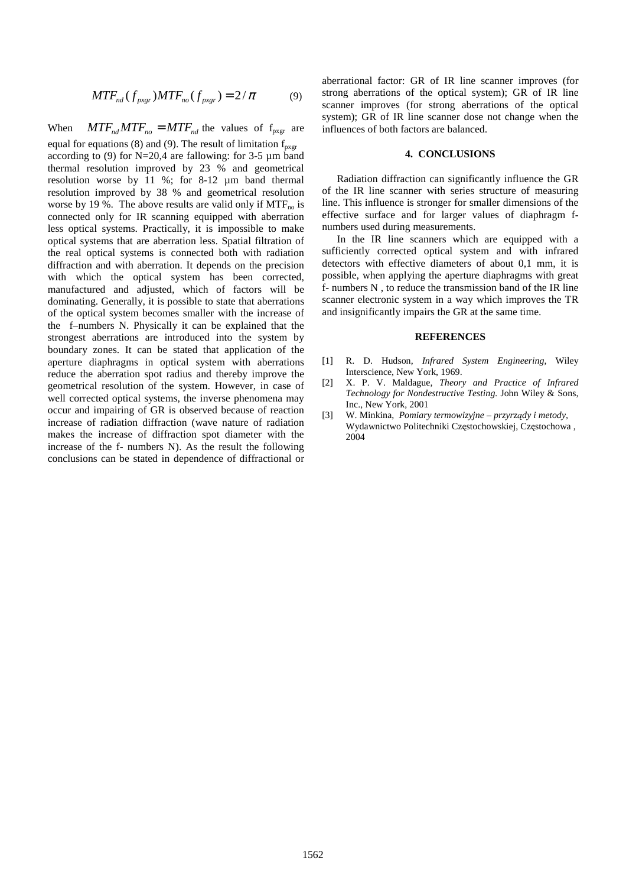$$MTF_{nd}(f_{pxgr})MTF_{no}(f_{pxgr}) = 2/\pi \qquad (9)$$

When $MTF_{nd}MTF_{no} = MTF_{nd}$ the values of $f_{pxgr}$ are equal for equations (8) and (9). The result of limitation $f_{pxgr}$ according to (9) for N=20,4 are fallowing: for 3-5 µm band thermal resolution improved by 23 % and geometrical resolution worse by 11 %; for 8-12 µm band thermal resolution improved by 38 % and geometrical resolution worse by 19 %. The above results are valid only if $MTF_{no}$ is connected only for IR scanning equipped with aberration less optical systems. Practically, it is impossible to make optical systems that are aberration less. Spatial filtration of the real optical systems is connected both with radiation diffraction and with aberration. It depends on the precision with which the optical system has been corrected, manufactured and adjusted, which of factors will be dominating. Generally, it is possible to state that aberrations of the optical system becomes smaller with the increase of the f–numbers N. Physically it can be explained that the strongest aberrations are introduced into the system by boundary zones. It can be stated that application of the aperture diaphragms in optical system with aberrations reduce the aberration spot radius and thereby improve the geometrical resolution of the system. However, in case of well corrected optical systems, the inverse phenomena may occur and impairing of GR is observed because of reaction increase of radiation diffraction (wave nature of radiation makes the increase of diffraction spot diameter with the increase of the f- numbers N). As the result the following conclusions can be stated in dependence of diffractional or aberrational factor: GR of IR line scanner improves (for strong aberrations of the optical system); GR of IR line scanner improves (for strong aberrations of the optical system); GR of IR line scanner dose not change when the influences of both factors are balanced.

## 4. CONCLUSIONS

Radiation diffraction can significantly influence the GR of the IR line scanner with series structure of measuring line. This influence is stronger for smaller dimensions of the effective surface and for larger values of diaphragm f-numbers used during measurements.

In the IR line scanners which are equipped with a sufficiently corrected optical system and with infrared detectors with effective diameters of about 0,1 mm, it is possible, when applying the aperture diaphragms with great f- numbers N , to reduce the transmission band of the IR line scanner electronic system in a way which improves the TR and insignificantly impairs the GR at the same time.

## REFERENCES

[1] R. D. Hudson, *Infrared System Engineering*, Wiley Interscience, New York, 1969.

[2] X. P. V. Maldague, *Theory and Practice of Infrared Technology for Nondestructive Testing.* John Wiley & Sons, Inc., New York, 2001

[3] W. Minkina, *Pomiary termowizyjne – przyrządy i metody,* Wydawnictwo Politechniki Częstochowskiej, Częstochowa , 2004